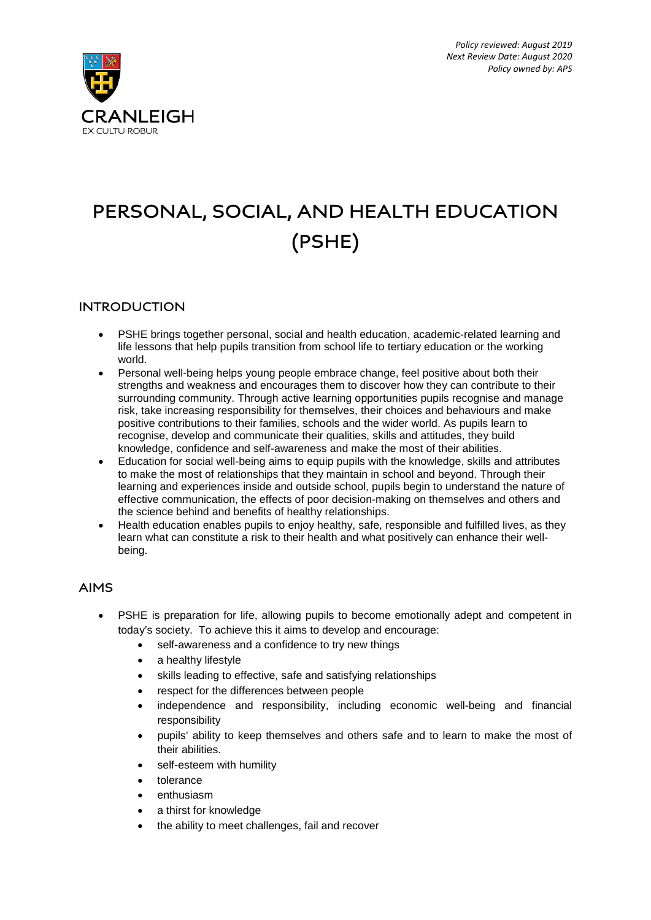*Policy reviewed: August 2019*
*Next Review Date: August 2020*
*Policy owned by: APS*

CRANLEIGH
EX CULTU ROBUR

# PERSONAL, SOCIAL, AND HEALTH EDUCATION (PSHE)

## INTRODUCTION

- PSHE brings together personal, social and health education, academic-related learning and life lessons that help pupils transition from school life to tertiary education or the working world.
- Personal well-being helps young people embrace change, feel positive about both their strengths and weakness and encourages them to discover how they can contribute to their surrounding community. Through active learning opportunities pupils recognise and manage risk, take increasing responsibility for themselves, their choices and behaviours and make positive contributions to their families, schools and the wider world. As pupils learn to recognise, develop and communicate their qualities, skills and attitudes, they build knowledge, confidence and self-awareness and make the most of their abilities.
- Education for social well-being aims to equip pupils with the knowledge, skills and attributes to make the most of relationships that they maintain in school and beyond. Through their learning and experiences inside and outside school, pupils begin to understand the nature of effective communication, the effects of poor decision-making on themselves and others and the science behind and benefits of healthy relationships.
- Health education enables pupils to enjoy healthy, safe, responsible and fulfilled lives, as they learn what can constitute a risk to their health and what positively can enhance their well-being.

## AIMS

- PSHE is preparation for life, allowing pupils to become emotionally adept and competent in today's society. To achieve this it aims to develop and encourage:
    - self-awareness and a confidence to try new things
    - a healthy lifestyle
    - skills leading to effective, safe and satisfying relationships
    - respect for the differences between people
    - independence and responsibility, including economic well-being and financial responsibility
    - pupils' ability to keep themselves and others safe and to learn to make the most of their abilities.
    - self-esteem with humility
    - tolerance
    - enthusiasm
    - a thirst for knowledge
    - the ability to meet challenges, fail and recover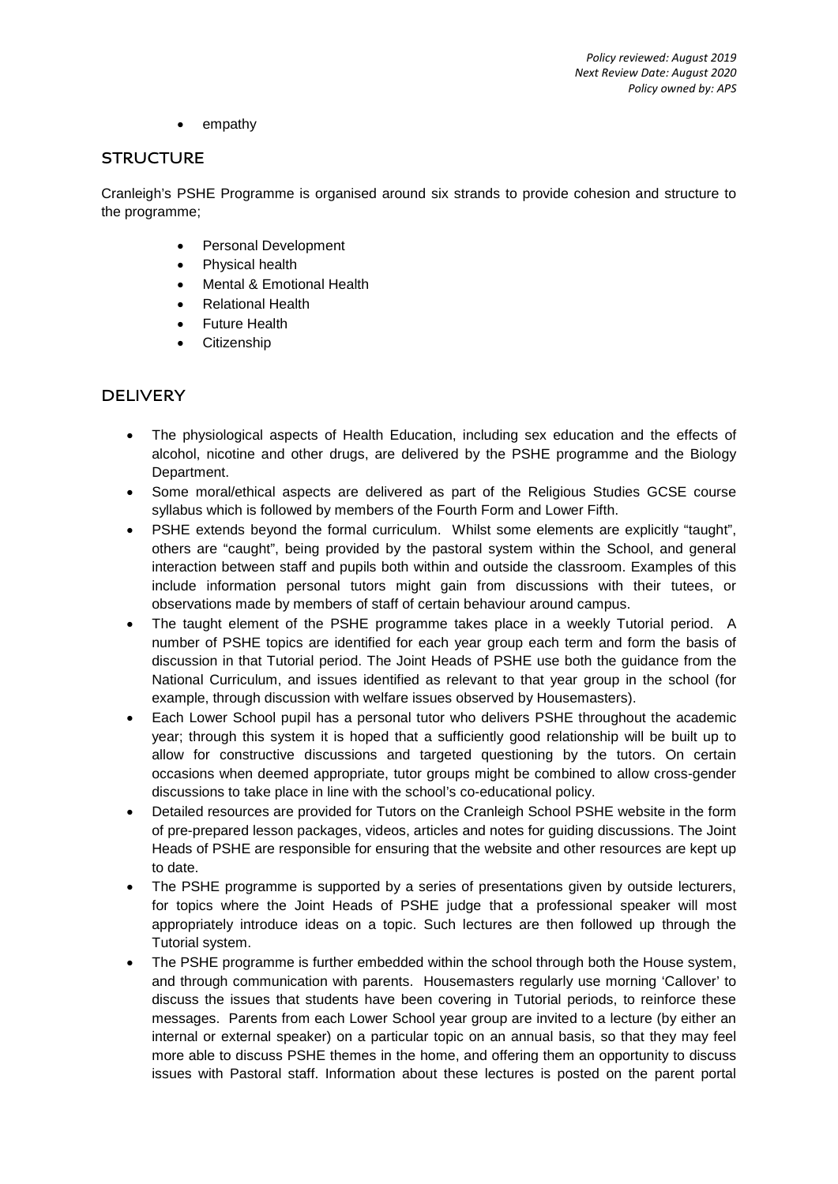- empathy

## STRUCTURE

Cranleigh's PSHE Programme is organised around six strands to provide cohesion and structure to the programme;

- Personal Development
- Physical health
- Mental & Emotional Health
- Relational Health
- Future Health
- Citizenship

## DELIVERY

- The physiological aspects of Health Education, including sex education and the effects of alcohol, nicotine and other drugs, are delivered by the PSHE programme and the Biology Department.
- Some moral/ethical aspects are delivered as part of the Religious Studies GCSE course syllabus which is followed by members of the Fourth Form and Lower Fifth.
- PSHE extends beyond the formal curriculum. Whilst some elements are explicitly "taught", others are "caught", being provided by the pastoral system within the School, and general interaction between staff and pupils both within and outside the classroom. Examples of this include information personal tutors might gain from discussions with their tutees, or observations made by members of staff of certain behaviour around campus.
- The taught element of the PSHE programme takes place in a weekly Tutorial period. A number of PSHE topics are identified for each year group each term and form the basis of discussion in that Tutorial period. The Joint Heads of PSHE use both the guidance from the National Curriculum, and issues identified as relevant to that year group in the school (for example, through discussion with welfare issues observed by Housemasters).
- Each Lower School pupil has a personal tutor who delivers PSHE throughout the academic year; through this system it is hoped that a sufficiently good relationship will be built up to allow for constructive discussions and targeted questioning by the tutors. On certain occasions when deemed appropriate, tutor groups might be combined to allow cross-gender discussions to take place in line with the school's co-educational policy.
- Detailed resources are provided for Tutors on the Cranleigh School PSHE website in the form of pre-prepared lesson packages, videos, articles and notes for guiding discussions. The Joint Heads of PSHE are responsible for ensuring that the website and other resources are kept up to date.
- The PSHE programme is supported by a series of presentations given by outside lecturers, for topics where the Joint Heads of PSHE judge that a professional speaker will most appropriately introduce ideas on a topic. Such lectures are then followed up through the Tutorial system.
- The PSHE programme is further embedded within the school through both the House system, and through communication with parents. Housemasters regularly use morning 'Callover' to discuss the issues that students have been covering in Tutorial periods, to reinforce these messages. Parents from each Lower School year group are invited to a lecture (by either an internal or external speaker) on a particular topic on an annual basis, so that they may feel more able to discuss PSHE themes in the home, and offering them an opportunity to discuss issues with Pastoral staff. Information about these lectures is posted on the parent portal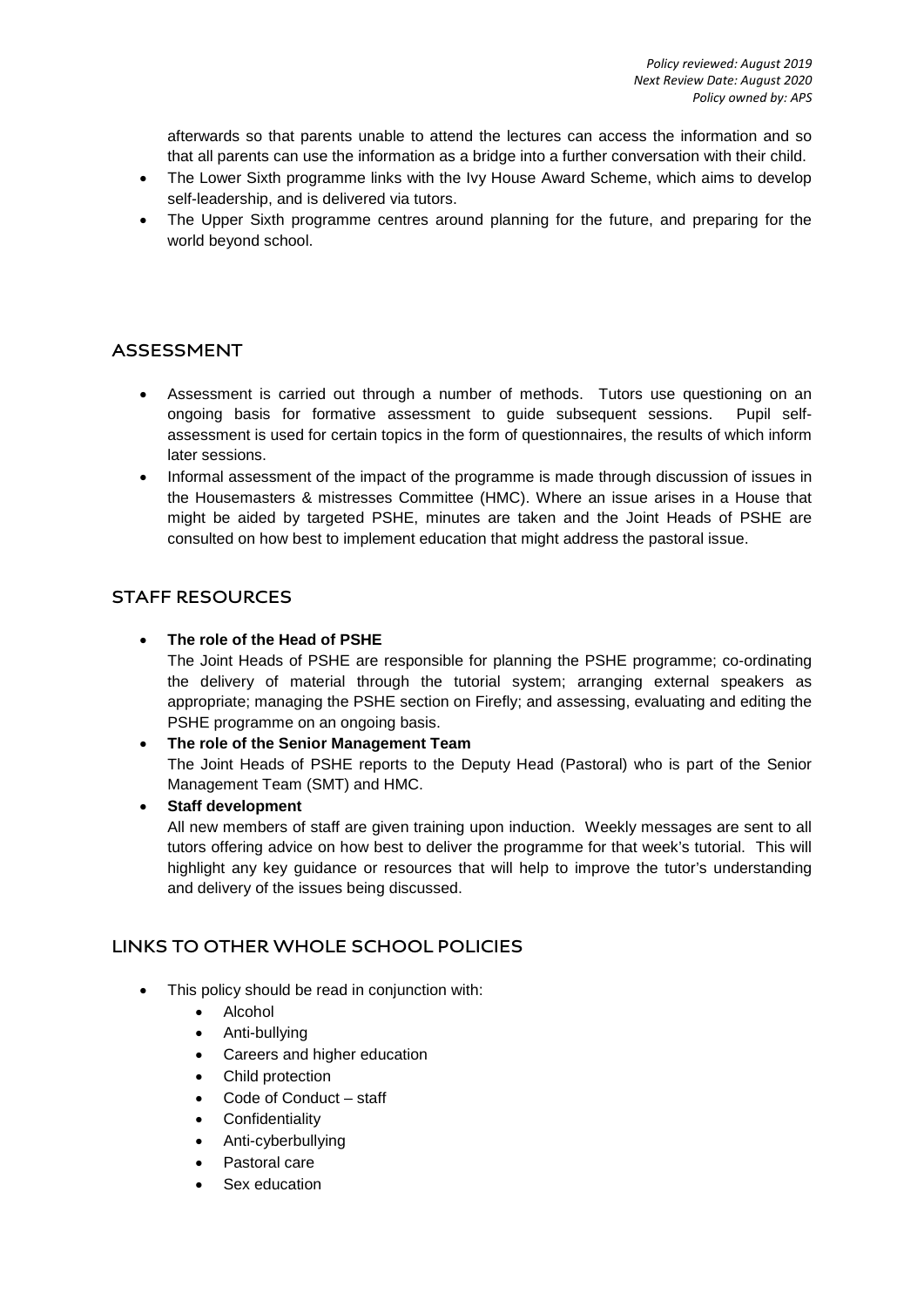afterwards so that parents unable to attend the lectures can access the information and so that all parents can use the information as a bridge into a further conversation with their child.

- The Lower Sixth programme links with the Ivy House Award Scheme, which aims to develop self-leadership, and is delivered via tutors.
- The Upper Sixth programme centres around planning for the future, and preparing for the world beyond school.

## ASSESSMENT

- Assessment is carried out through a number of methods. Tutors use questioning on an ongoing basis for formative assessment to guide subsequent sessions. Pupil self-assessment is used for certain topics in the form of questionnaires, the results of which inform later sessions.
- Informal assessment of the impact of the programme is made through discussion of issues in the Housemasters & mistresses Committee (HMC). Where an issue arises in a House that might be aided by targeted PSHE, minutes are taken and the Joint Heads of PSHE are consulted on how best to implement education that might address the pastoral issue.

## STAFF RESOURCES

- **The role of the Head of PSHE**
  The Joint Heads of PSHE are responsible for planning the PSHE programme; co-ordinating the delivery of material through the tutorial system; arranging external speakers as appropriate; managing the PSHE section on Firefly; and assessing, evaluating and editing the PSHE programme on an ongoing basis.
- **The role of the Senior Management Team**
  The Joint Heads of PSHE reports to the Deputy Head (Pastoral) who is part of the Senior Management Team (SMT) and HMC.
- **Staff development**
  All new members of staff are given training upon induction. Weekly messages are sent to all tutors offering advice on how best to deliver the programme for that week's tutorial. This will highlight any key guidance or resources that will help to improve the tutor's understanding and delivery of the issues being discussed.

## LINKS TO OTHER WHOLE SCHOOL POLICIES

- This policy should be read in conjunction with:
  - Alcohol
  - Anti-bullying
  - Careers and higher education
  - Child protection
  - Code of Conduct – staff
  - Confidentiality
  - Anti-cyberbullying
  - Pastoral care
  - Sex education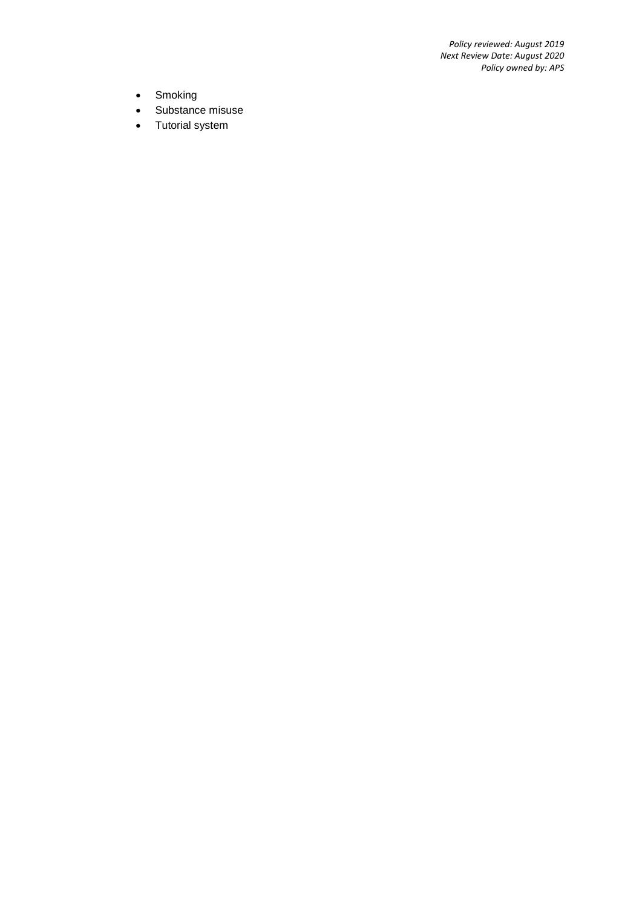- Smoking
- Substance misuse
- Tutorial system